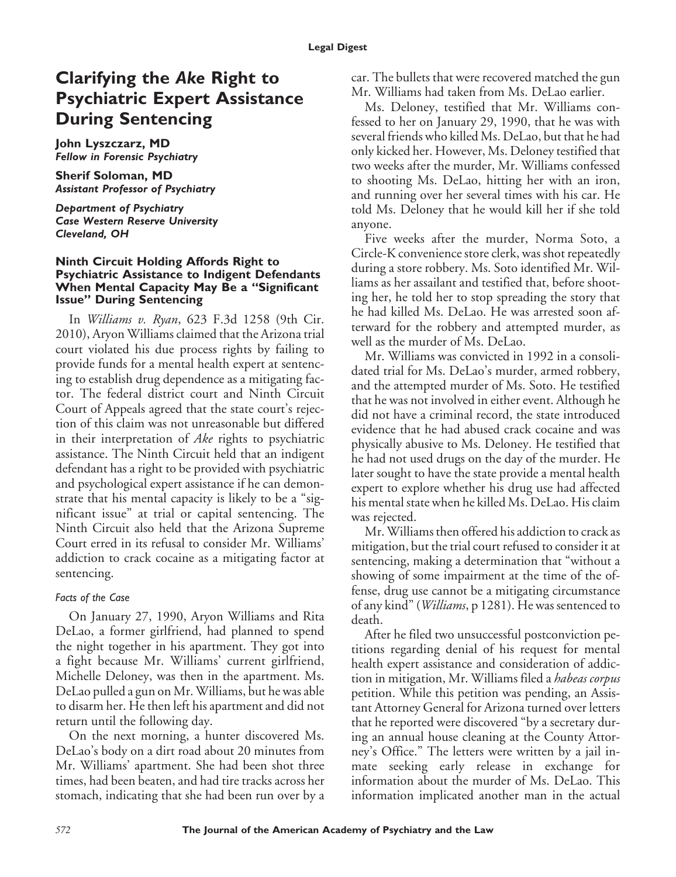# Clarifying the *Ake* Right to Psychiatric Expert Assistance During Sentencing

**John Lyszczarz, MD**
***Fellow in Forensic Psychiatry***

**Sherif Soloman, MD**
***Assistant Professor of Psychiatry***

***Department of Psychiatry***
***Case Western Reserve University***
***Cleveland, OH***

### Ninth Circuit Holding Affords Right to Psychiatric Assistance to Indigent Defendants When Mental Capacity May Be a "Significant Issue" During Sentencing

In *Williams v. Ryan*, 623 F.3d 1258 (9th Cir. 2010), Aryon Williams claimed that the Arizona trial court violated his due process rights by failing to provide funds for a mental health expert at sentencing to establish drug dependence as a mitigating factor. The federal district court and Ninth Circuit Court of Appeals agreed that the state court's rejection of this claim was not unreasonable but differed in their interpretation of *Ake* rights to psychiatric assistance. The Ninth Circuit held that an indigent defendant has a right to be provided with psychiatric and psychological expert assistance if he can demonstrate that his mental capacity is likely to be a "significant issue" at trial or capital sentencing. The Ninth Circuit also held that the Arizona Supreme Court erred in its refusal to consider Mr. Williams' addiction to crack cocaine as a mitigating factor at sentencing.

#### *Facts of the Case*

On January 27, 1990, Aryon Williams and Rita DeLao, a former girlfriend, had planned to spend the night together in his apartment. They got into a fight because Mr. Williams' current girlfriend, Michelle Deloney, was then in the apartment. Ms. DeLao pulled a gun on Mr. Williams, but he was able to disarm her. He then left his apartment and did not return until the following day.

On the next morning, a hunter discovered Ms. DeLao's body on a dirt road about 20 minutes from Mr. Williams' apartment. She had been shot three times, had been beaten, and had tire tracks across her stomach, indicating that she had been run over by a car. The bullets that were recovered matched the gun Mr. Williams had taken from Ms. DeLao earlier.

Ms. Deloney, testified that Mr. Williams confessed to her on January 29, 1990, that he was with several friends who killed Ms. DeLao, but that he had only kicked her. However, Ms. Deloney testified that two weeks after the murder, Mr. Williams confessed to shooting Ms. DeLao, hitting her with an iron, and running over her several times with his car. He told Ms. Deloney that he would kill her if she told anyone.

Five weeks after the murder, Norma Soto, a Circle-K convenience store clerk, was shot repeatedly during a store robbery. Ms. Soto identified Mr. Williams as her assailant and testified that, before shooting her, he told her to stop spreading the story that he had killed Ms. DeLao. He was arrested soon afterward for the robbery and attempted murder, as well as the murder of Ms. DeLao.

Mr. Williams was convicted in 1992 in a consolidated trial for Ms. DeLao's murder, armed robbery, and the attempted murder of Ms. Soto. He testified that he was not involved in either event. Although he did not have a criminal record, the state introduced evidence that he had abused crack cocaine and was physically abusive to Ms. Deloney. He testified that he had not used drugs on the day of the murder. He later sought to have the state provide a mental health expert to explore whether his drug use had affected his mental state when he killed Ms. DeLao. His claim was rejected.

Mr. Williams then offered his addiction to crack as mitigation, but the trial court refused to consider it at sentencing, making a determination that "without a showing of some impairment at the time of the offense, drug use cannot be a mitigating circumstance of any kind" (*Williams*, p 1281). He was sentenced to death.

After he filed two unsuccessful postconviction petitions regarding denial of his request for mental health expert assistance and consideration of addiction in mitigation, Mr. Williams filed a *habeas corpus* petition. While this petition was pending, an Assistant Attorney General for Arizona turned over letters that he reported were discovered "by a secretary during an annual house cleaning at the County Attorney's Office." The letters were written by a jail inmate seeking early release in exchange for information about the murder of Ms. DeLao. This information implicated another man in the actual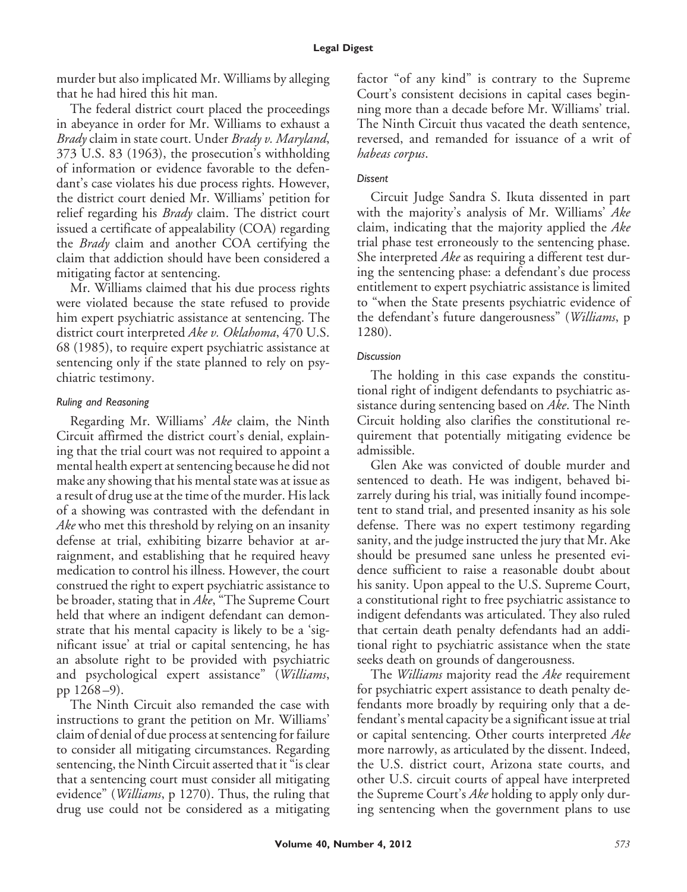murder but also implicated Mr. Williams by alleging that he had hired this hit man.

The federal district court placed the proceedings in abeyance in order for Mr. Williams to exhaust a *Brady* claim in state court. Under *Brady v. Maryland*, 373 U.S. 83 (1963), the prosecution's withholding of information or evidence favorable to the defendant's case violates his due process rights. However, the district court denied Mr. Williams' petition for relief regarding his *Brady* claim. The district court issued a certificate of appealability (COA) regarding the *Brady* claim and another COA certifying the claim that addiction should have been considered a mitigating factor at sentencing.

Mr. Williams claimed that his due process rights were violated because the state refused to provide him expert psychiatric assistance at sentencing. The district court interpreted *Ake v. Oklahoma*, 470 U.S. 68 (1985), to require expert psychiatric assistance at sentencing only if the state planned to rely on psychiatric testimony.

### *Ruling and Reasoning*

Regarding Mr. Williams' *Ake* claim, the Ninth Circuit affirmed the district court's denial, explaining that the trial court was not required to appoint a mental health expert at sentencing because he did not make any showing that his mental state was at issue as a result of drug use at the time of the murder. His lack of a showing was contrasted with the defendant in *Ake* who met this threshold by relying on an insanity defense at trial, exhibiting bizarre behavior at arraignment, and establishing that he required heavy medication to control his illness. However, the court construed the right to expert psychiatric assistance to be broader, stating that in *Ake*, "The Supreme Court held that where an indigent defendant can demonstrate that his mental capacity is likely to be a 'significant issue' at trial or capital sentencing, he has an absolute right to be provided with psychiatric and psychological expert assistance" (*Williams*, pp 1268–9).

The Ninth Circuit also remanded the case with instructions to grant the petition on Mr. Williams' claim of denial of due process at sentencing for failure to consider all mitigating circumstances. Regarding sentencing, the Ninth Circuit asserted that it "is clear that a sentencing court must consider all mitigating evidence" (*Williams*, p 1270). Thus, the ruling that drug use could not be considered as a mitigating factor "of any kind" is contrary to the Supreme Court's consistent decisions in capital cases beginning more than a decade before Mr. Williams' trial. The Ninth Circuit thus vacated the death sentence, reversed, and remanded for issuance of a writ of *habeas corpus*.

### *Dissent*

Circuit Judge Sandra S. Ikuta dissented in part with the majority's analysis of Mr. Williams' *Ake* claim, indicating that the majority applied the *Ake* trial phase test erroneously to the sentencing phase. She interpreted *Ake* as requiring a different test during the sentencing phase: a defendant's due process entitlement to expert psychiatric assistance is limited to "when the State presents psychiatric evidence of the defendant's future dangerousness" (*Williams*, p 1280).

### *Discussion*

The holding in this case expands the constitutional right of indigent defendants to psychiatric assistance during sentencing based on *Ake*. The Ninth Circuit holding also clarifies the constitutional requirement that potentially mitigating evidence be admissible.

Glen Ake was convicted of double murder and sentenced to death. He was indigent, behaved bizarrely during his trial, was initially found incompetent to stand trial, and presented insanity as his sole defense. There was no expert testimony regarding sanity, and the judge instructed the jury that Mr. Ake should be presumed sane unless he presented evidence sufficient to raise a reasonable doubt about his sanity. Upon appeal to the U.S. Supreme Court, a constitutional right to free psychiatric assistance to indigent defendants was articulated. They also ruled that certain death penalty defendants had an additional right to psychiatric assistance when the state seeks death on grounds of dangerousness.

The *Williams* majority read the *Ake* requirement for psychiatric expert assistance to death penalty defendants more broadly by requiring only that a defendant's mental capacity be a significant issue at trial or capital sentencing. Other courts interpreted *Ake* more narrowly, as articulated by the dissent. Indeed, the U.S. district court, Arizona state courts, and other U.S. circuit courts of appeal have interpreted the Supreme Court's *Ake* holding to apply only during sentencing when the government plans to use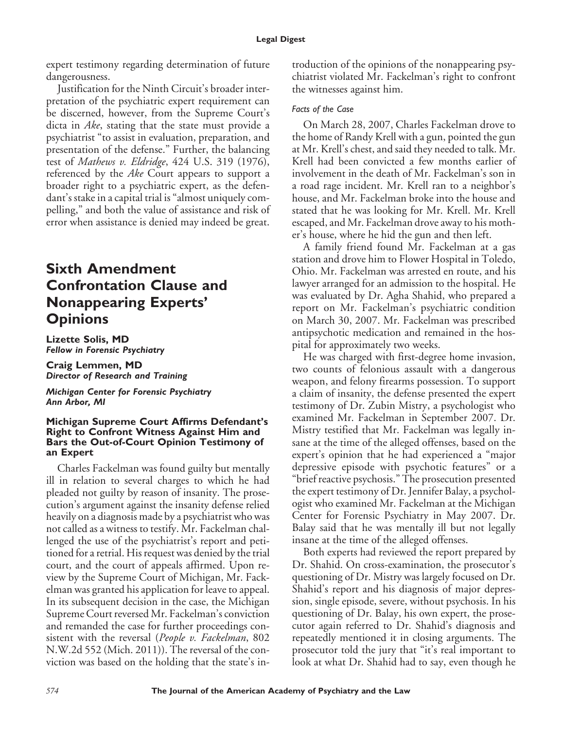expert testimony regarding determination of future dangerousness.

Justification for the Ninth Circuit's broader interpretation of the psychiatric expert requirement can be discerned, however, from the Supreme Court's dicta in *Ake*, stating that the state must provide a psychiatrist "to assist in evaluation, preparation, and presentation of the defense." Further, the balancing test of *Mathews v. Eldridge*, 424 U.S. 319 (1976), referenced by the *Ake* Court appears to support a broader right to a psychiatric expert, as the defendant's stake in a capital trial is "almost uniquely compelling," and both the value of assistance and risk of error when assistance is denied may indeed be great.

# Sixth Amendment Confrontation Clause and Nonappearing Experts' Opinions

**Lizette Solis, MD**
***Fellow in Forensic Psychiatry***

**Craig Lemmen, MD**
***Director of Research and Training***

***Michigan Center for Forensic Psychiatry***
***Ann Arbor, MI***

### Michigan Supreme Court Affirms Defendant's Right to Confront Witness Against Him and Bars the Out-of-Court Opinion Testimony of an Expert

Charles Fackelman was found guilty but mentally ill in relation to several charges to which he had pleaded not guilty by reason of insanity. The prosecution's argument against the insanity defense relied heavily on a diagnosis made by a psychiatrist who was not called as a witness to testify. Mr. Fackelman challenged the use of the psychiatrist's report and petitioned for a retrial. His request was denied by the trial court, and the court of appeals affirmed. Upon review by the Supreme Court of Michigan, Mr. Fackelman was granted his application for leave to appeal. In its subsequent decision in the case, the Michigan Supreme Court reversed Mr. Fackelman's conviction and remanded the case for further proceedings consistent with the reversal (*People v. Fackelman*, 802 N.W.2d 552 (Mich. 2011)). The reversal of the conviction was based on the holding that the state's introduction of the opinions of the nonappearing psychiatrist violated Mr. Fackelman's right to confront the witnesses against him.

#### *Facts of the Case*

On March 28, 2007, Charles Fackelman drove to the home of Randy Krell with a gun, pointed the gun at Mr. Krell's chest, and said they needed to talk. Mr. Krell had been convicted a few months earlier of involvement in the death of Mr. Fackelman's son in a road rage incident. Mr. Krell ran to a neighbor's house, and Mr. Fackelman broke into the house and stated that he was looking for Mr. Krell. Mr. Krell escaped, and Mr. Fackelman drove away to his mother's house, where he hid the gun and then left.

A family friend found Mr. Fackelman at a gas station and drove him to Flower Hospital in Toledo, Ohio. Mr. Fackelman was arrested en route, and his lawyer arranged for an admission to the hospital. He was evaluated by Dr. Agha Shahid, who prepared a report on Mr. Fackelman's psychiatric condition on March 30, 2007. Mr. Fackelman was prescribed antipsychotic medication and remained in the hospital for approximately two weeks.

He was charged with first-degree home invasion, two counts of felonious assault with a dangerous weapon, and felony firearms possession. To support a claim of insanity, the defense presented the expert testimony of Dr. Zubin Mistry, a psychologist who examined Mr. Fackelman in September 2007. Dr. Mistry testified that Mr. Fackelman was legally insane at the time of the alleged offenses, based on the expert's opinion that he had experienced a "major depressive episode with psychotic features" or a "brief reactive psychosis." The prosecution presented the expert testimony of Dr. Jennifer Balay, a psychologist who examined Mr. Fackelman at the Michigan Center for Forensic Psychiatry in May 2007. Dr. Balay said that he was mentally ill but not legally insane at the time of the alleged offenses.

Both experts had reviewed the report prepared by Dr. Shahid. On cross-examination, the prosecutor's questioning of Dr. Mistry was largely focused on Dr. Shahid's report and his diagnosis of major depression, single episode, severe, without psychosis. In his questioning of Dr. Balay, his own expert, the prosecutor again referred to Dr. Shahid's diagnosis and repeatedly mentioned it in closing arguments. The prosecutor told the jury that "it's real important to look at what Dr. Shahid had to say, even though he